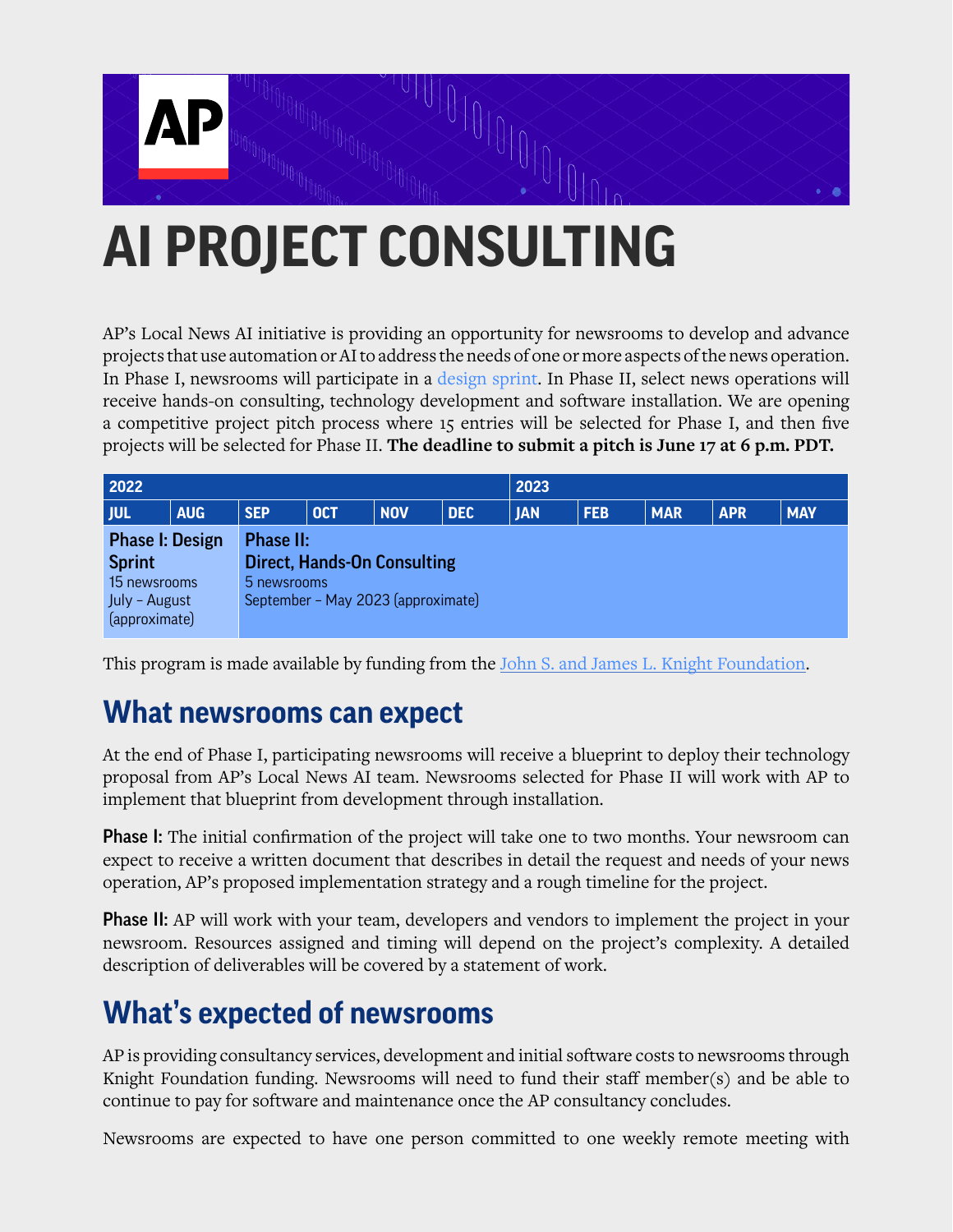# AI PROJECT CONSULTING

AP's Local News AI initiative is providing an opportunity for newsrooms to develop and advance projects that use automation or AI to address the needs of one or more aspects of the news operation. In Phase I, newsrooms will participate in a design sprint. In Phase II, select news operations will receive hands-on consulting, technology development and software installation. We are opening a competitive project pitch process where 15 entries will be selected for Phase I, and then five projects will be selected for Phase II. **The deadline to submit a pitch is June 17 at 6 p.m. PDT.**

| 2022 | | | | | | 2023 | | | | |
|---|---|---|---|---|---|---|---|---|---|---|
| JUL | AUG | SEP | OCT | NOV | DEC | JAN | FEB | MAR | APR | MAY |
| **Phase I: Design Sprint** 15 newsrooms July – August (approximate) | | **Phase II: Direct, Hands-On Consulting** 5 newsrooms September – May 2023 (approximate) | | | | | | | | |

This program is made available by funding from the John S. and James L. Knight Foundation.

## What newsrooms can expect

At the end of Phase I, participating newsrooms will receive a blueprint to deploy their technology proposal from AP's Local News AI team. Newsrooms selected for Phase II will work with AP to implement that blueprint from development through installation.

**Phase I:** The initial confirmation of the project will take one to two months. Your newsroom can expect to receive a written document that describes in detail the request and needs of your news operation, AP's proposed implementation strategy and a rough timeline for the project.

**Phase II:** AP will work with your team, developers and vendors to implement the project in your newsroom. Resources assigned and timing will depend on the project's complexity. A detailed description of deliverables will be covered by a statement of work.

## What's expected of newsrooms

AP is providing consultancy services, development and initial software costs to newsrooms through Knight Foundation funding. Newsrooms will need to fund their staff member(s) and be able to continue to pay for software and maintenance once the AP consultancy concludes.

Newsrooms are expected to have one person committed to one weekly remote meeting with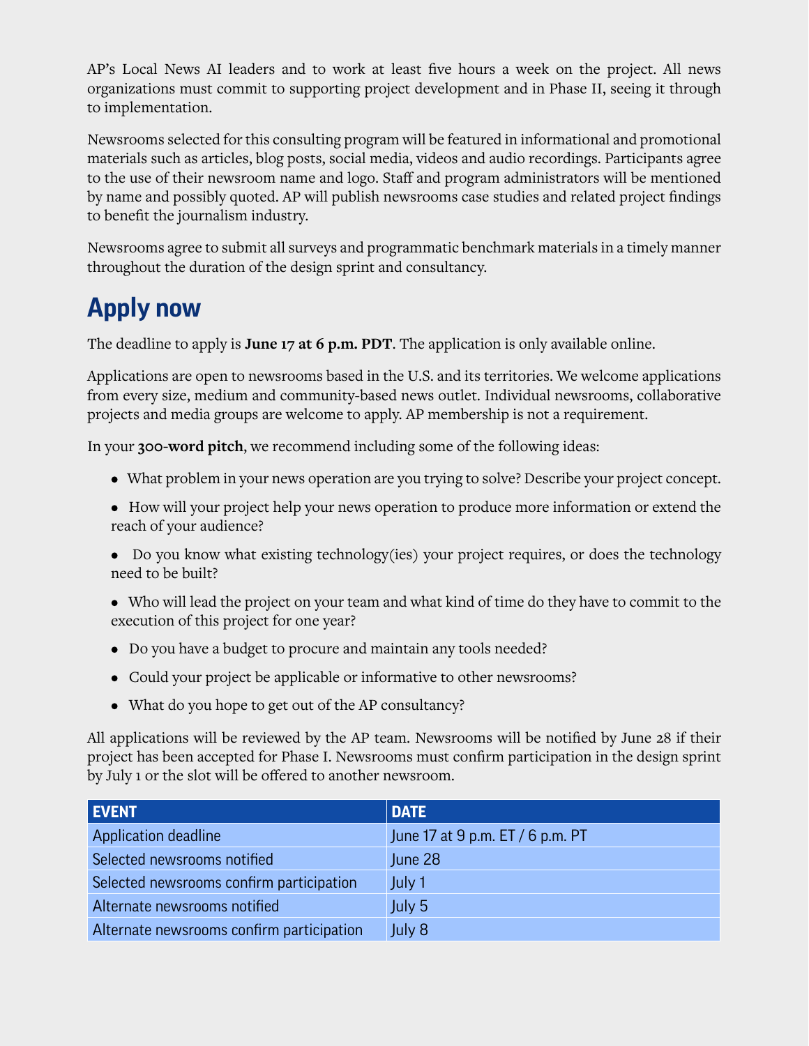AP's Local News AI leaders and to work at least five hours a week on the project. All news organizations must commit to supporting project development and in Phase II, seeing it through to implementation.

Newsrooms selected for this consulting program will be featured in informational and promotional materials such as articles, blog posts, social media, videos and audio recordings. Participants agree to the use of their newsroom name and logo. Staff and program administrators will be mentioned by name and possibly quoted. AP will publish newsrooms case studies and related project findings to benefit the journalism industry.

Newsrooms agree to submit all surveys and programmatic benchmark materials in a timely manner throughout the duration of the design sprint and consultancy.

## Apply now

The deadline to apply is **June 17 at 6 p.m. PDT**. The application is only available online.

Applications are open to newsrooms based in the U.S. and its territories. We welcome applications from every size, medium and community-based news outlet. Individual newsrooms, collaborative projects and media groups are welcome to apply. AP membership is not a requirement.

In your **300-word pitch**, we recommend including some of the following ideas:

- What problem in your news operation are you trying to solve? Describe your project concept.
- How will your project help your news operation to produce more information or extend the reach of your audience?
- Do you know what existing technology(ies) your project requires, or does the technology need to be built?
- Who will lead the project on your team and what kind of time do they have to commit to the execution of this project for one year?
- Do you have a budget to procure and maintain any tools needed?
- Could your project be applicable or informative to other newsrooms?
- What do you hope to get out of the AP consultancy?

All applications will be reviewed by the AP team. Newsrooms will be notified by June 28 if their project has been accepted for Phase I. Newsrooms must confirm participation in the design sprint by July 1 or the slot will be offered to another newsroom.

| EVENT | DATE |
|---|---|
| Application deadline | June 17 at 9 p.m. ET / 6 p.m. PT |
| Selected newsrooms notified | June 28 |
| Selected newsrooms confirm participation | July 1 |
| Alternate newsrooms notified | July 5 |
| Alternate newsrooms confirm participation | July 8 |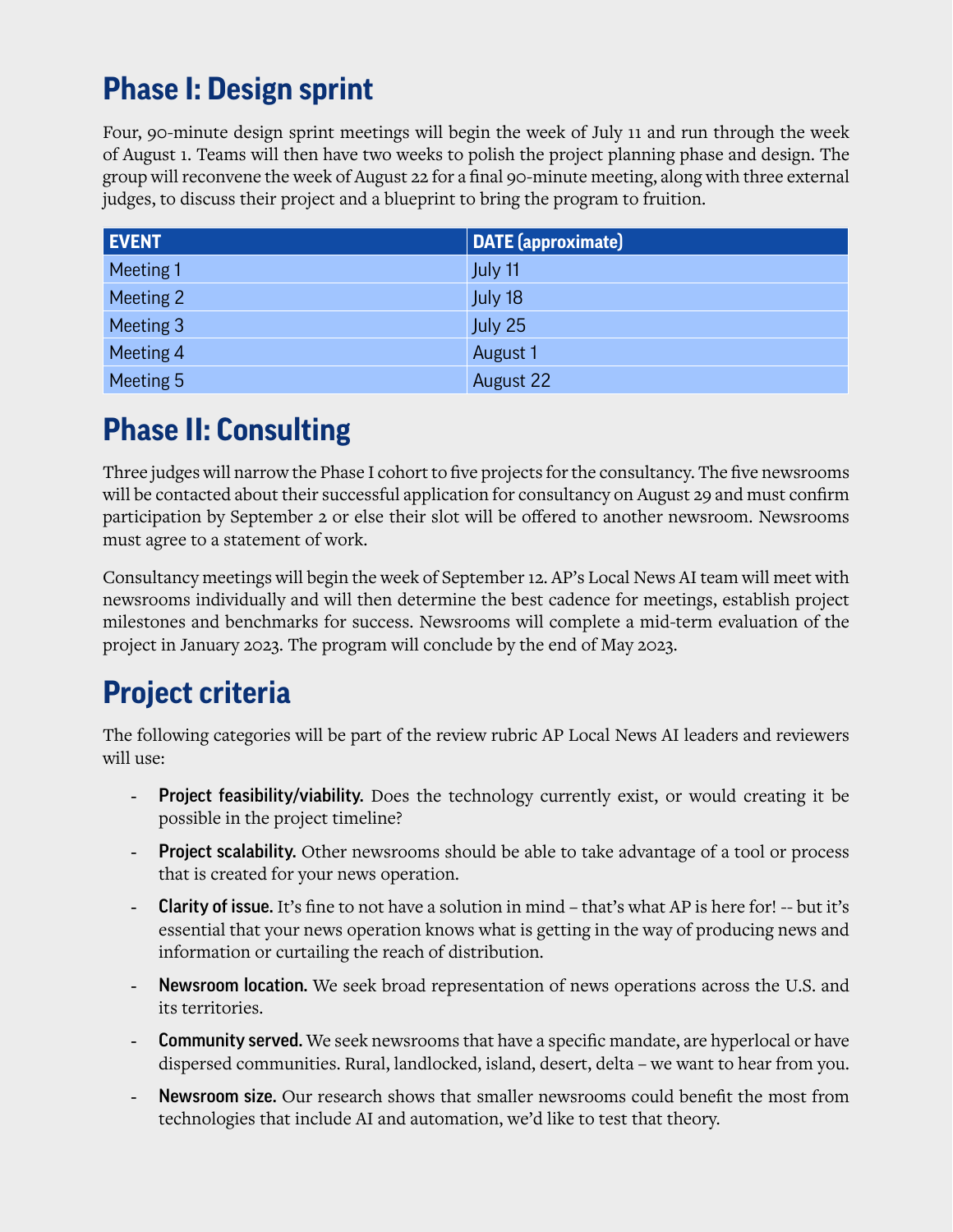## Phase I: Design sprint

Four, 90-minute design sprint meetings will begin the week of July 11 and run through the week of August 1. Teams will then have two weeks to polish the project planning phase and design. The group will reconvene the week of August 22 for a final 90-minute meeting, along with three external judges, to discuss their project and a blueprint to bring the program to fruition.

| EVENT | DATE (approximate) |
|---|---|
| Meeting 1 | July 11 |
| Meeting 2 | July 18 |
| Meeting 3 | July 25 |
| Meeting 4 | August 1 |
| Meeting 5 | August 22 |

## Phase II: Consulting

Three judges will narrow the Phase I cohort to five projects for the consultancy. The five newsrooms will be contacted about their successful application for consultancy on August 29 and must confirm participation by September 2 or else their slot will be offered to another newsroom. Newsrooms must agree to a statement of work.

Consultancy meetings will begin the week of September 12. AP's Local News AI team will meet with newsrooms individually and will then determine the best cadence for meetings, establish project milestones and benchmarks for success. Newsrooms will complete a mid-term evaluation of the project in January 2023. The program will conclude by the end of May 2023.

## Project criteria

The following categories will be part of the review rubric AP Local News AI leaders and reviewers will use:

- **Project feasibility/viability.** Does the technology currently exist, or would creating it be possible in the project timeline?
- **Project scalability.** Other newsrooms should be able to take advantage of a tool or process that is created for your news operation.
- **Clarity of issue.** It's fine to not have a solution in mind – that's what AP is here for! -- but it's essential that your news operation knows what is getting in the way of producing news and information or curtailing the reach of distribution.
- **Newsroom location.** We seek broad representation of news operations across the U.S. and its territories.
- **Community served.** We seek newsrooms that have a specific mandate, are hyperlocal or have dispersed communities. Rural, landlocked, island, desert, delta – we want to hear from you.
- **Newsroom size.** Our research shows that smaller newsrooms could benefit the most from technologies that include AI and automation, we'd like to test that theory.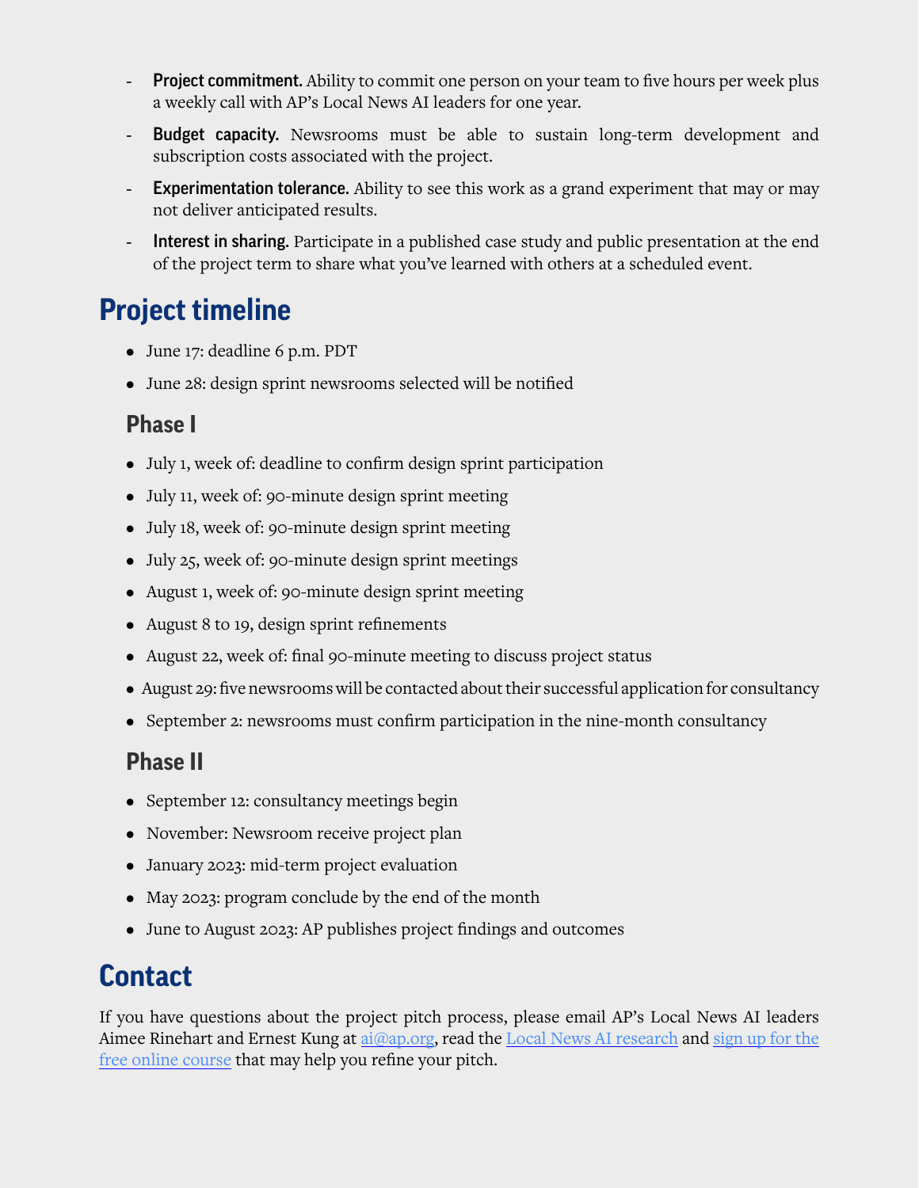- **Project commitment.** Ability to commit one person on your team to five hours per week plus a weekly call with AP's Local News AI leaders for one year.
- **Budget capacity.** Newsrooms must be able to sustain long-term development and subscription costs associated with the project.
- **Experimentation tolerance.** Ability to see this work as a grand experiment that may or may not deliver anticipated results.
- **Interest in sharing.** Participate in a published case study and public presentation at the end of the project term to share what you've learned with others at a scheduled event.

## Project timeline

- June 17: deadline 6 p.m. PDT
- June 28: design sprint newsrooms selected will be notified

### Phase I

- July 1, week of: deadline to confirm design sprint participation
- July 11, week of: 90-minute design sprint meeting
- July 18, week of: 90-minute design sprint meeting
- July 25, week of: 90-minute design sprint meetings
- August 1, week of: 90-minute design sprint meeting
- August 8 to 19, design sprint refinements
- August 22, week of: final 90-minute meeting to discuss project status
- August 29: five newsrooms will be contacted about their successful application for consultancy
- September 2: newsrooms must confirm participation in the nine-month consultancy

### Phase II

- September 12: consultancy meetings begin
- November: Newsroom receive project plan
- January 2023: mid-term project evaluation
- May 2023: program conclude by the end of the month
- June to August 2023: AP publishes project findings and outcomes

## Contact

If you have questions about the project pitch process, please email AP's Local News AI leaders Aimee Rinehart and Ernest Kung at ai@ap.org, read the Local News AI research and sign up for the free online course that may help you refine your pitch.